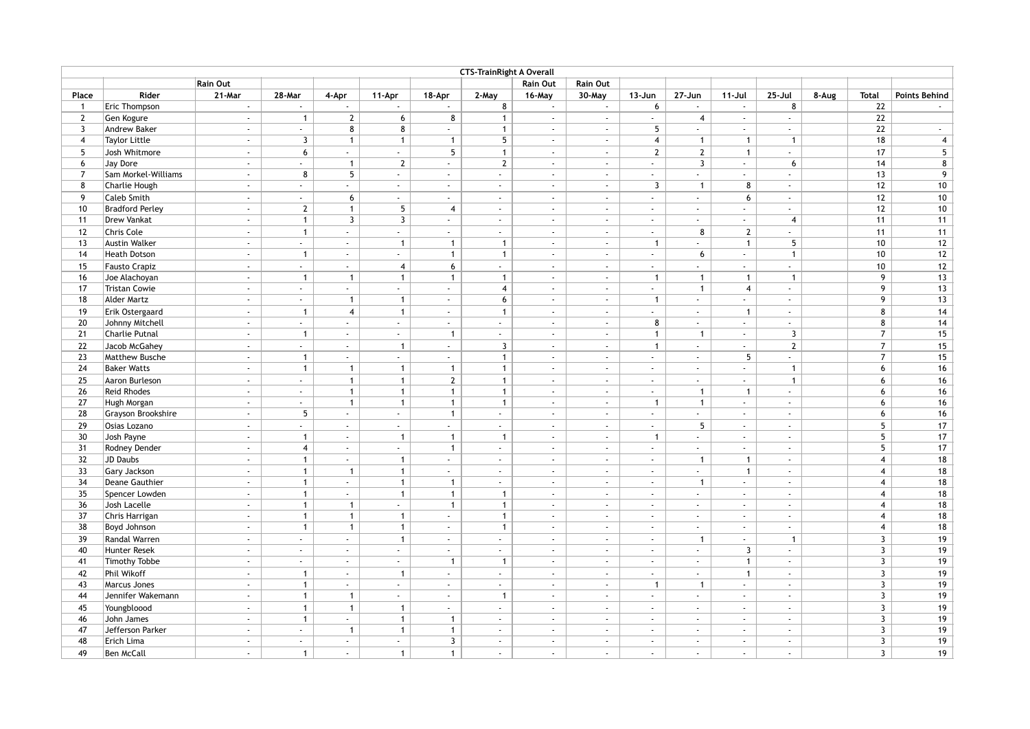| CTS-TrainRight A Overall | | | | | | | | | | | | | | | | |
|---|---|---|---|---|---|---|---|---|---|---|---|---|---|---|---|---|
| | | Rain Out | | | | | | Rain Out | Rain Out | | | | | | | |
| Place | Rider | 21-Mar | 28-Mar | 4-Apr | 11-Apr | 18-Apr | 2-May | 16-May | 30-May | 13-Jun | 27-Jun | 11-Jul | 25-Jul | 8-Aug | Total | Points Behind |
| 1 | Eric Thompson | - | - | - | - | - | 8 | - | - | 6 | - | - | 8 | | 22 | - |
| 2 | Gen Kogure | - | 1 | 2 | 6 | 8 | 1 | - | - | - | 4 | - | - | | 22 | |
| 3 | Andrew Baker | - | - | 8 | 8 | - | 1 | - | - | 5 | - | - | - | | 22 | - |
| 4 | Taylor Little | - | 3 | 1 | 1 | 1 | 5 | - | - | 4 | 1 | 1 | 1 | | 18 | 4 |
| 5 | Josh Whitmore | - | 6 | - | - | 5 | 1 | - | - | 2 | 2 | 1 | - | | 17 | 5 |
| 6 | Jay Dore | - | - | 1 | 2 | - | 2 | - | - | - | 3 | - | 6 | | 14 | 8 |
| 7 | Sam Morkel-Williams | - | 8 | 5 | - | - | - | - | - | - | - | - | - | | 13 | 9 |
| 8 | Charlie Hough | - | - | - | - | - | - | - | - | 3 | 1 | 8 | - | | 12 | 10 |
| 9 | Caleb Smith | - | - | 6 | - | - | - | - | - | - | - | 6 | - | | 12 | 10 |
| 10 | Bradford Perley | - | 2 | 1 | 5 | 4 | - | - | - | - | - | - | - | | 12 | 10 |
| 11 | Drew Vankat | - | 1 | 3 | 3 | - | - | - | - | - | - | - | 4 | | 11 | 11 |
| 12 | Chris Cole | - | 1 | - | - | - | - | - | - | - | 8 | 2 | - | | 11 | 11 |
| 13 | Austin Walker | - | - | - | 1 | 1 | 1 | - | - | 1 | - | 1 | 5 | | 10 | 12 |
| 14 | Heath Dotson | - | 1 | - | - | 1 | 1 | - | - | - | 6 | - | 1 | | 10 | 12 |
| 15 | Fausto Crapiz | - | - | - | 4 | 6 | - | - | - | - | - | - | - | | 10 | 12 |
| 16 | Joe Alachoyan | - | 1 | 1 | 1 | 1 | 1 | - | - | 1 | 1 | 1 | 1 | | 9 | 13 |
| 17 | Tristan Cowie | - | - | - | - | - | 4 | - | - | - | 1 | 4 | - | | 9 | 13 |
| 18 | Alder Martz | - | - | 1 | 1 | - | 6 | - | - | 1 | - | - | - | | 9 | 13 |
| 19 | Erik Ostergaard | - | 1 | 4 | 1 | - | 1 | - | - | - | - | 1 | - | | 8 | 14 |
| 20 | Johnny Mitchell | - | - | - | - | - | - | - | - | 8 | - | - | - | | 8 | 14 |
| 21 | Charlie Putnal | - | 1 | - | - | 1 | - | - | - | 1 | 1 | - | 3 | | 7 | 15 |
| 22 | Jacob McGahey | - | - | - | 1 | - | 3 | - | - | 1 | - | - | 2 | | 7 | 15 |
| 23 | Matthew Busche | - | 1 | - | - | - | 1 | - | - | - | - | 5 | - | | 7 | 15 |
| 24 | Baker Watts | - | 1 | 1 | 1 | 1 | 1 | - | - | - | - | - | 1 | | 6 | 16 |
| 25 | Aaron Burleson | - | - | 1 | 1 | 2 | 1 | - | - | - | - | - | 1 | | 6 | 16 |
| 26 | Reid Rhodes | - | - | 1 | 1 | 1 | 1 | - | - | - | 1 | 1 | - | | 6 | 16 |
| 27 | Hugh Morgan | - | - | 1 | 1 | 1 | 1 | - | - | 1 | 1 | - | - | | 6 | 16 |
| 28 | Grayson Brookshire | - | 5 | - | - | 1 | - | - | - | - | - | - | - | | 6 | 16 |
| 29 | Osias Lozano | - | - | - | - | - | - | - | - | - | 5 | - | - | | 5 | 17 |
| 30 | Josh Payne | - | 1 | - | 1 | 1 | 1 | - | - | 1 | - | - | - | | 5 | 17 |
| 31 | Rodney Dender | - | 4 | - | - | 1 | - | - | - | - | - | - | - | | 5 | 17 |
| 32 | JD Daubs | - | 1 | - | 1 | - | - | - | - | - | 1 | 1 | - | | 4 | 18 |
| 33 | Gary Jackson | - | 1 | 1 | 1 | - | - | - | - | - | - | 1 | - | | 4 | 18 |
| 34 | Deane Gauthier | - | 1 | - | 1 | 1 | - | - | - | - | 1 | - | - | | 4 | 18 |
| 35 | Spencer Lowden | - | 1 | - | 1 | 1 | 1 | - | - | - | - | - | - | | 4 | 18 |
| 36 | Josh Lacelle | - | 1 | 1 | - | 1 | 1 | - | - | - | - | - | - | | 4 | 18 |
| 37 | Chris Harrigan | - | 1 | 1 | 1 | - | 1 | - | - | - | - | - | - | | 4 | 18 |
| 38 | Boyd Johnson | - | 1 | 1 | 1 | - | 1 | - | - | - | - | - | - | | 4 | 18 |
| 39 | Randal Warren | - | - | - | 1 | - | - | - | - | - | 1 | - | 1 | | 3 | 19 |
| 40 | Hunter Resek | - | - | - | - | - | - | - | - | - | - | 3 | - | | 3 | 19 |
| 41 | Timothy Tobbe | - | - | - | - | 1 | 1 | - | - | - | - | 1 | - | | 3 | 19 |
| 42 | Phil Wikoff | - | 1 | - | 1 | - | - | - | - | - | - | 1 | - | | 3 | 19 |
| 43 | Marcus Jones | - | 1 | - | - | - | - | - | - | 1 | 1 | - | - | | 3 | 19 |
| 44 | Jennifer Wakemann | - | 1 | 1 | - | - | 1 | - | - | - | - | - | - | | 3 | 19 |
| 45 | Youngbloood | - | 1 | 1 | 1 | - | - | - | - | - | - | - | - | | 3 | 19 |
| 46 | John James | - | 1 | - | 1 | 1 | - | - | - | - | - | - | - | | 3 | 19 |
| 47 | Jefferson Parker | - | - | 1 | 1 | 1 | - | - | - | - | - | - | - | | 3 | 19 |
| 48 | Erich Lima | - | - | - | - | 3 | - | - | - | - | - | - | - | | 3 | 19 |
| 49 | Ben McCall | - | 1 | - | 1 | 1 | - | - | - | - | - | - | - | | 3 | 19 |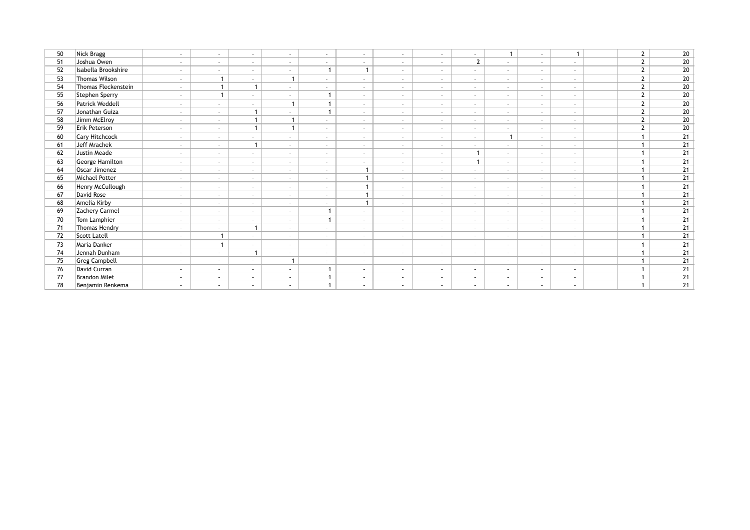| | | | | | | | | | | | | | | | | |
|---|---|---|---|---|---|---|---|---|---|---|---|---|---|---|---|---|
| 50 | Nick Bragg | - | - | - | - | - | - | - | - | - | 1 | - | 1 | | 2 | 20 |
| 51 | Joshua Owen | - | - | - | - | - | - | - | - | 2 | - | - | - | | 2 | 20 |
| 52 | Isabella Brookshire | - | - | - | - | 1 | 1 | - | - | - | - | - | - | | 2 | 20 |
| 53 | Thomas Wilson | - | 1 | - | 1 | - | - | - | - | - | - | - | - | | 2 | 20 |
| 54 | Thomas Fleckenstein | - | 1 | 1 | - | - | - | - | - | - | - | - | - | | 2 | 20 |
| 55 | Stephen Sperry | - | 1 | - | - | 1 | - | - | - | - | - | - | - | | 2 | 20 |
| 56 | Patrick Weddell | - | - | - | 1 | 1 | - | - | - | - | - | - | - | | 2 | 20 |
| 57 | Jonathan Guiza | - | - | 1 | - | 1 | - | - | - | - | - | - | - | | 2 | 20 |
| 58 | Jimm McElroy | - | - | 1 | 1 | - | - | - | - | - | - | - | - | | 2 | 20 |
| 59 | Erik Peterson | - | - | 1 | 1 | - | - | - | - | - | - | - | - | | 2 | 20 |
| 60 | Cary Hitchcock | - | - | - | - | - | - | - | - | - | 1 | - | - | | 1 | 21 |
| 61 | Jeff Mrachek | - | - | 1 | - | - | - | - | - | - | - | - | - | | 1 | 21 |
| 62 | Justin Meade | - | - | - | - | - | - | - | - | 1 | - | - | - | | 1 | 21 |
| 63 | George Hamilton | - | - | - | - | - | - | - | - | 1 | - | - | - | | 1 | 21 |
| 64 | Oscar Jimenez | - | - | - | - | - | 1 | - | - | - | - | - | - | | 1 | 21 |
| 65 | Michael Potter | - | - | - | - | - | 1 | - | - | - | - | - | - | | 1 | 21 |
| 66 | Henry McCullough | - | - | - | - | - | 1 | - | - | - | - | - | - | | 1 | 21 |
| 67 | David Rose | - | - | - | - | - | 1 | - | - | - | - | - | - | | 1 | 21 |
| 68 | Amelia Kirby | - | - | - | - | - | 1 | - | - | - | - | - | - | | 1 | 21 |
| 69 | Zachery Carmel | - | - | - | - | 1 | - | - | - | - | - | - | - | | 1 | 21 |
| 70 | Tom Lamphier | - | - | - | - | 1 | - | - | - | - | - | - | - | | 1 | 21 |
| 71 | Thomas Hendry | - | - | 1 | - | - | - | - | - | - | - | - | - | | 1 | 21 |
| 72 | Scott Latell | - | 1 | - | - | - | - | - | - | - | - | - | - | | 1 | 21 |
| 73 | Maria Danker | - | 1 | - | - | - | - | - | - | - | - | - | - | | 1 | 21 |
| 74 | Jennah Dunham | - | - | 1 | - | - | - | - | - | - | - | - | - | | 1 | 21 |
| 75 | Greg Campbell | - | - | - | 1 | - | - | - | - | - | - | - | - | | 1 | 21 |
| 76 | David Curran | - | - | - | - | 1 | - | - | - | - | - | - | - | | 1 | 21 |
| 77 | Brandon Milet | - | - | - | - | 1 | - | - | - | - | - | - | - | | 1 | 21 |
| 78 | Benjamin Renkema | - | - | - | - | 1 | - | - | - | - | - | - | - | | 1 | 21 |